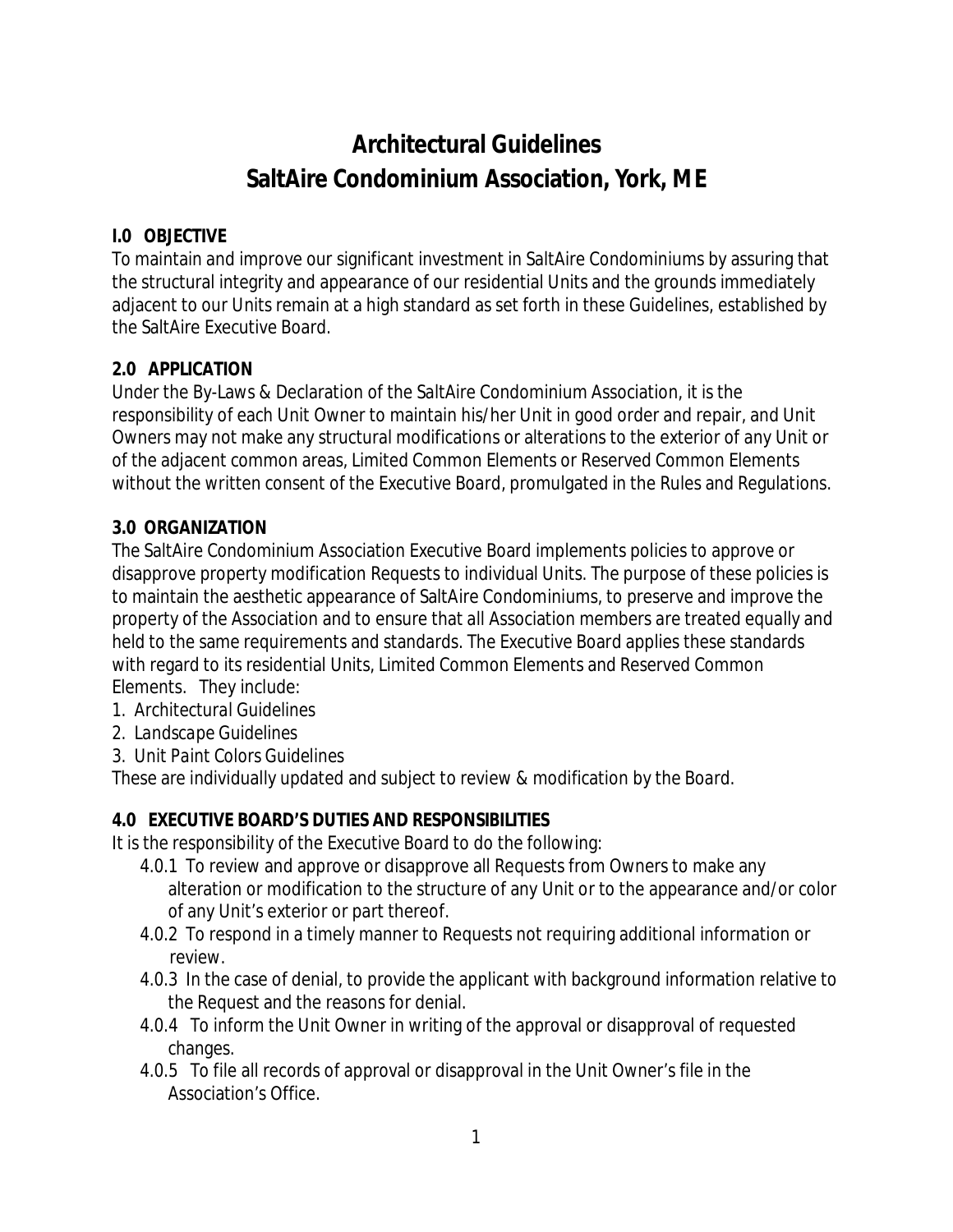# Architectural Guidelines
# SaltAire Condominium Association, York, ME

**I.0 OBJECTIVE**

To maintain and improve our significant investment in SaltAire Condominiums by assuring that the structural integrity and appearance of our residential Units and the grounds immediately adjacent to our Units remain at a high standard as set forth in these Guidelines, established by the SaltAire Executive Board.

**2.0 APPLICATION**

Under the By-Laws & Declaration of the SaltAire Condominium Association, it is the responsibility of each Unit Owner to maintain his/her Unit in good order and repair, and Unit Owners may not make any structural modifications or alterations to the exterior of any Unit or of the adjacent common areas, Limited Common Elements or Reserved Common Elements without the written consent of the Executive Board, promulgated in the Rules and Regulations.

**3.0 ORGANIZATION**

The SaltAire Condominium Association Executive Board implements policies to approve or disapprove property modification Requests to individual Units. The purpose of these policies is to maintain the aesthetic appearance of SaltAire Condominiums, to preserve and improve the property of the Association and to ensure that all Association members are treated equally and held to the same requirements and standards. The Executive Board applies these standards with regard to its residential Units, Limited Common Elements and Reserved Common Elements. They include:

1. *Architectural Guidelines*
2. *Landscape Guidelines*
3. *Unit Paint Colors Guidelines*

These are individually updated and subject to review & modification by the Board.

**4.0 EXECUTIVE BOARD'S DUTIES AND RESPONSIBILITIES**

It is the responsibility of the Executive Board to do the following:

4.0.1 To review and approve or disapprove all Requests from Owners to make any alteration or modification to the structure of any Unit or to the appearance and/or color of any Unit's exterior or part thereof.

4.0.2 To respond in a timely manner to Requests not requiring additional information or review.

4.0.3 In the case of denial, to provide the applicant with background information relative to the Request and the reasons for denial.

4.0.4 To inform the Unit Owner in writing of the approval or disapproval of requested changes.

4.0.5 To file all records of approval or disapproval in the Unit Owner's file in the Association's Office.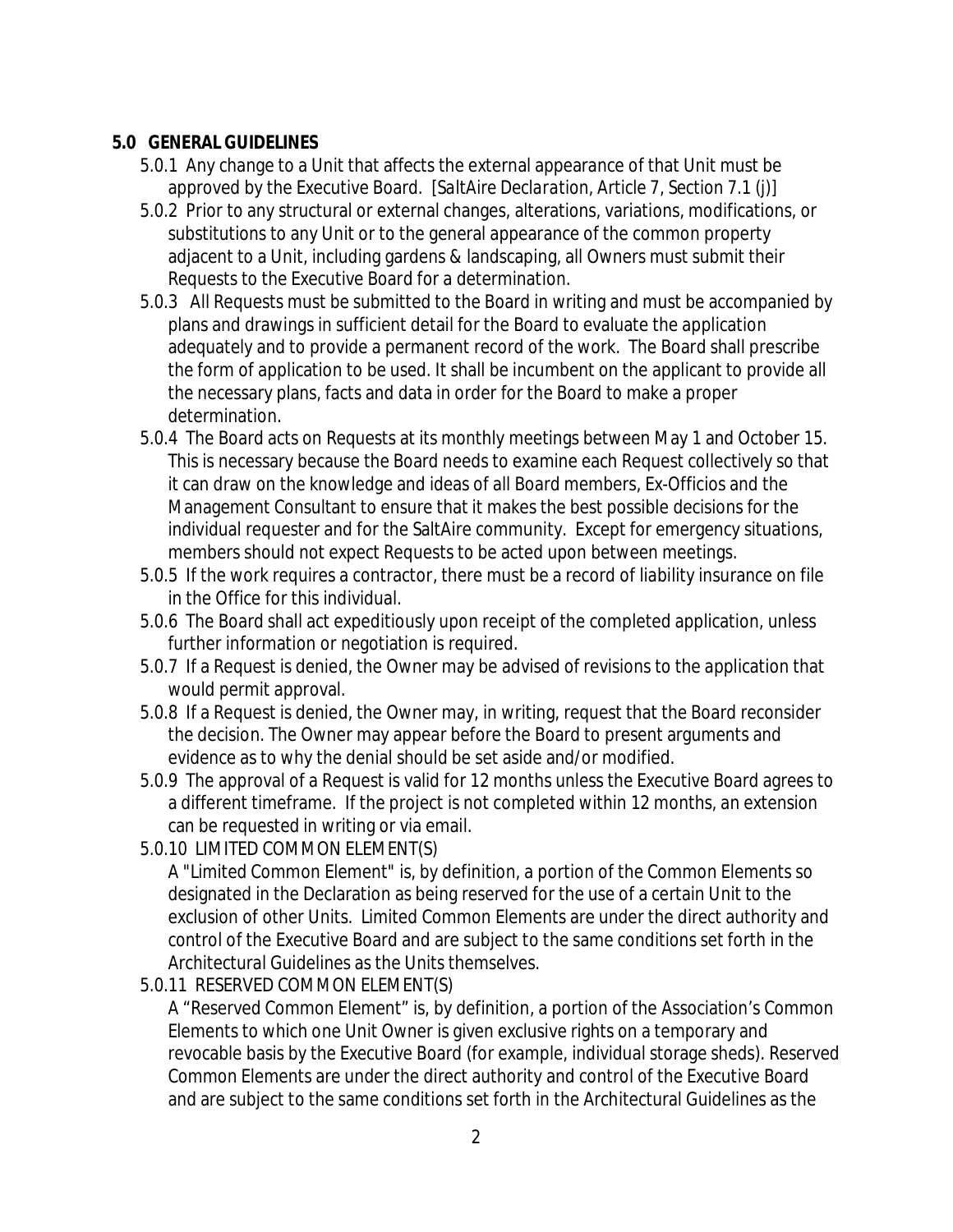## 5.0 GENERAL GUIDELINES

5.0.1 Any change to a Unit that affects the external appearance of that Unit must be approved by the Executive Board. [*SaltAire Declaration, Article 7, Section 7.1 (j)*]

5.0.2 Prior to any structural or external changes, alterations, variations, modifications, or substitutions to any Unit or to the general appearance of the common property adjacent to a Unit, including gardens & landscaping, all Owners must submit their Requests to the Executive Board for a determination.

5.0.3 All Requests must be submitted to the Board in writing and must be accompanied by plans and drawings in sufficient detail for the Board to evaluate the application adequately and to provide a permanent record of the work. The Board shall prescribe the form of application to be used. It shall be incumbent on the applicant to provide all the necessary plans, facts and data in order for the Board to make a proper determination.

5.0.4 The Board acts on Requests at its monthly meetings between May 1 and October 15. This is necessary because the Board needs to examine each Request collectively so that it can draw on the knowledge and ideas of all Board members, Ex-Officios and the Management Consultant to ensure that it makes the best possible decisions for the individual requester and for the SaltAire community. Except for emergency situations, members should not expect Requests to be acted upon between meetings.

5.0.5 If the work requires a contractor, there must be a record of liability insurance on file in the Office for this individual.

5.0.6 The Board shall act expeditiously upon receipt of the completed application, unless further information or negotiation is required.

5.0.7 If a Request is denied, the Owner may be advised of revisions to the application that would permit approval.

5.0.8 If a Request is denied, the Owner may, in writing, request that the Board reconsider the decision. The Owner may appear before the Board to present arguments and evidence as to why the denial should be set aside and/or modified.

5.0.9 The approval of a Request is valid for 12 months unless the Executive Board agrees to a different timeframe. If the project is not completed within 12 months, an extension can be requested in writing or via email.

5.0.10 LIMITED COMMON ELEMENT(S)

A "Limited Common Element" is, by definition, a portion of the Common Elements so designated in the Declaration as being reserved for the use of a certain Unit to the exclusion of other Units. Limited Common Elements are under the direct authority and control of the Executive Board and are subject to the same conditions set forth in the Architectural Guidelines as the Units themselves.

5.0.11 RESERVED COMMON ELEMENT(S)

A "Reserved Common Element" is, by definition, a portion of the Association's Common Elements to which one Unit Owner is given exclusive rights on a temporary and revocable basis by the Executive Board (for example, individual storage sheds). Reserved Common Elements are under the direct authority and control of the Executive Board and are subject to the same conditions set forth in the Architectural Guidelines as the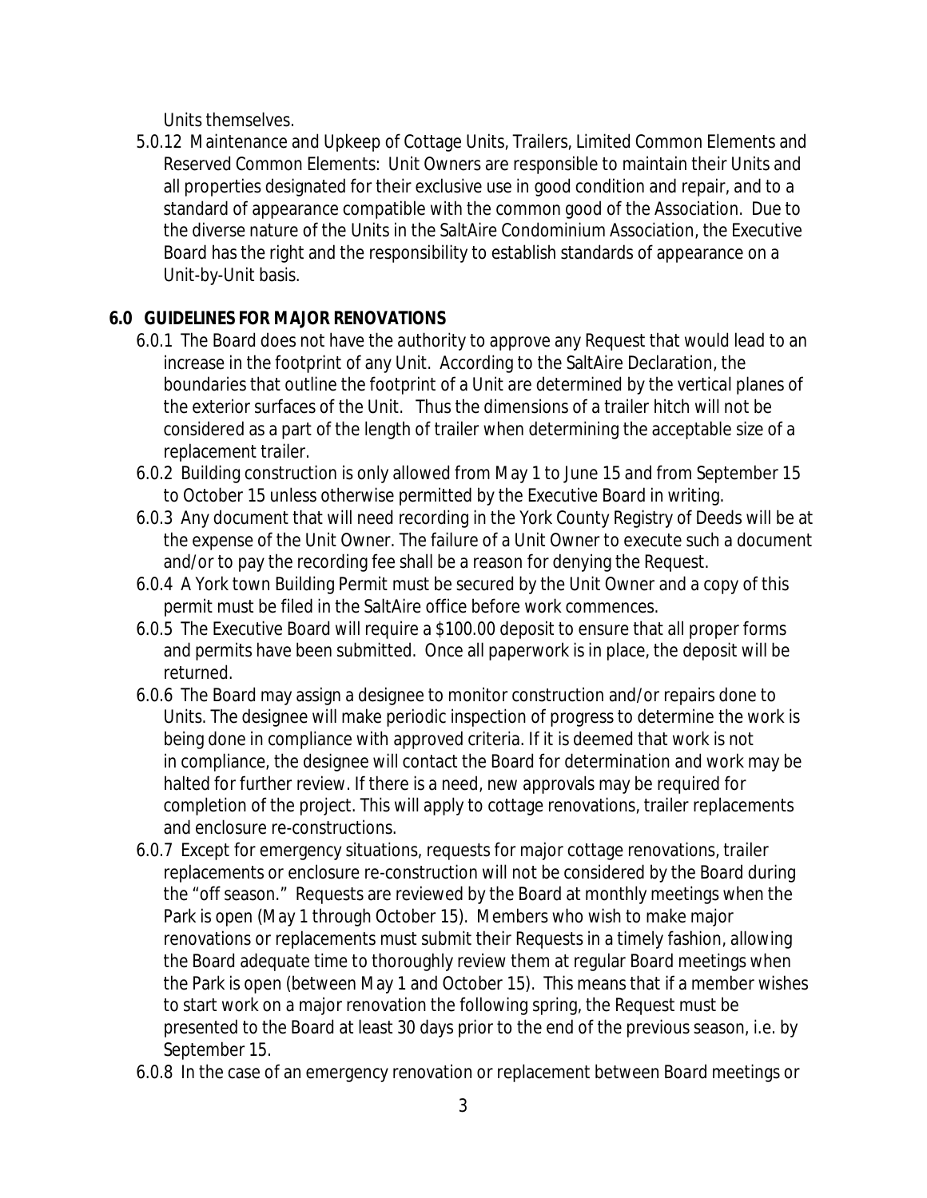Units themselves.

5.0.12 Maintenance and Upkeep of Cottage Units, Trailers, Limited Common Elements and Reserved Common Elements: Unit Owners are responsible to maintain their Units and all properties designated for their exclusive use in good condition and repair, and to a standard of appearance compatible with the common good of the Association. Due to the diverse nature of the Units in the SaltAire Condominium Association, the Executive Board has the right and the responsibility to establish standards of appearance on a Unit-by-Unit basis.

## 6.0 GUIDELINES FOR MAJOR RENOVATIONS

6.0.1 The Board does not have the authority to approve any Request that would lead to an increase in the footprint of any Unit. According to the SaltAire Declaration, the boundaries that outline the footprint of a Unit are determined by the vertical planes of the exterior surfaces of the Unit. Thus the dimensions of a trailer hitch will not be considered as a part of the length of trailer when determining the acceptable size of a replacement trailer.

6.0.2 Building construction is only allowed from May 1 to June 15 and from September 15 to October 15 unless otherwise permitted by the Executive Board in writing.

6.0.3 Any document that will need recording in the York County Registry of Deeds will be at the expense of the Unit Owner. The failure of a Unit Owner to execute such a document and/or to pay the recording fee shall be a reason for denying the Request.

6.0.4 A York town Building Permit must be secured by the Unit Owner and a copy of this permit must be filed in the SaltAire office before work commences.

6.0.5 The Executive Board will require a $100.00 deposit to ensure that all proper forms and permits have been submitted. Once all paperwork is in place, the deposit will be returned.

6.0.6 The Board may assign a designee to monitor construction and/or repairs done to Units. The designee will make periodic inspection of progress to determine the work is being done in compliance with approved criteria. If it is deemed that work is not in compliance, the designee will contact the Board for determination and work may be halted for further review. If there is a need, new approvals may be required for completion of the project. This will apply to cottage renovations, trailer replacements and enclosure re-constructions.

6.0.7 Except for emergency situations, requests for major cottage renovations, trailer replacements or enclosure re-construction will not be considered by the Board during the "off season." Requests are reviewed by the Board at monthly meetings when the Park is open (May 1 through October 15). Members who wish to make major renovations or replacements must submit their Requests in a timely fashion, allowing the Board adequate time to thoroughly review them at regular Board meetings when the Park is open (between May 1 and October 15). This means that if a member wishes to start work on a major renovation the following spring, the Request must be presented to the Board at least 30 days prior to the end of the previous season, i.e. by September 15.

6.0.8 In the case of an emergency renovation or replacement between Board meetings or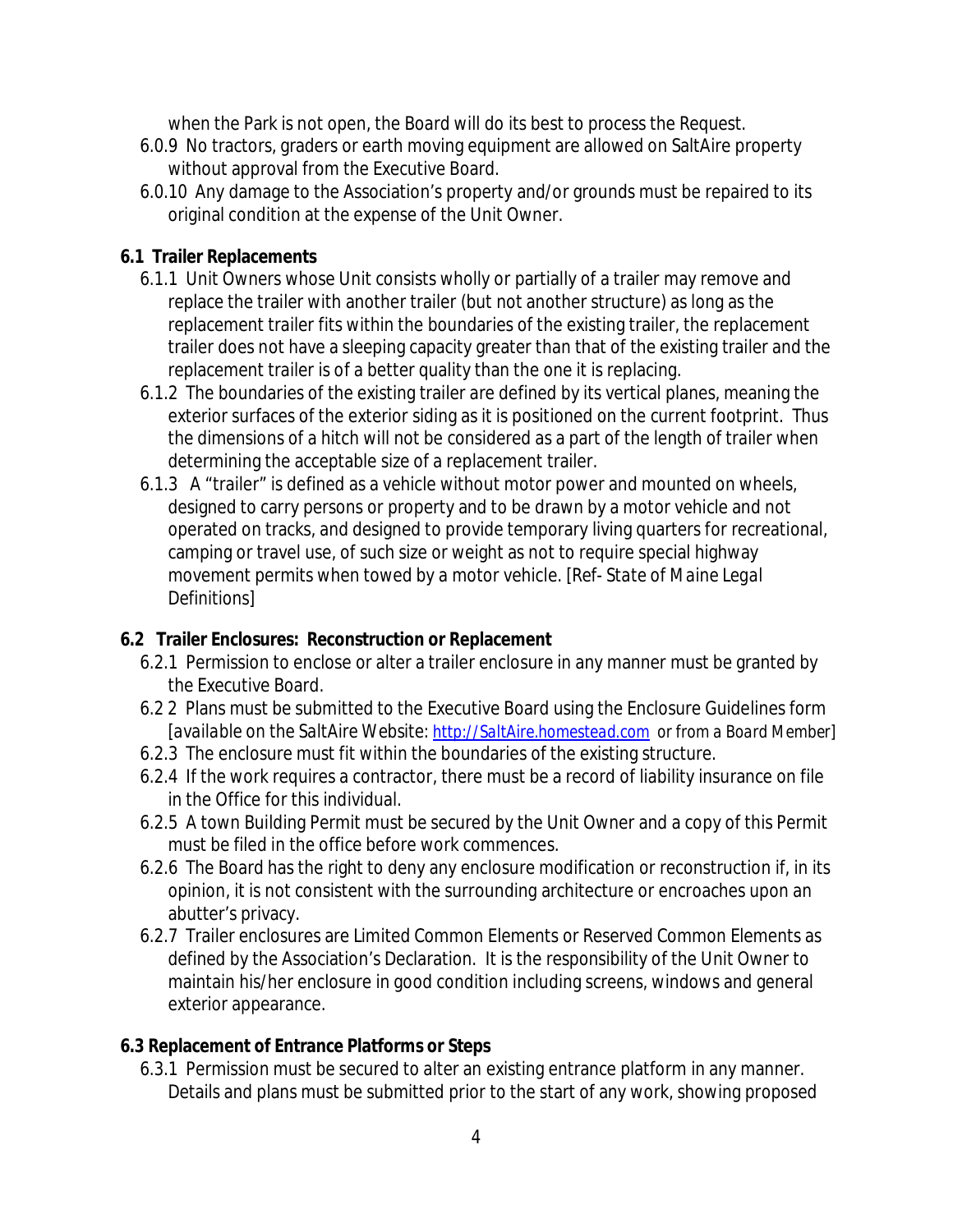when the Park is not open, the Board will do its best to process the Request.

6.0.9 No tractors, graders or earth moving equipment are allowed on SaltAire property without approval from the Executive Board.

6.0.10 Any damage to the Association's property and/or grounds must be repaired to its original condition at the expense of the Unit Owner.

**6.1 Trailer Replacements**

6.1.1 Unit Owners whose Unit consists wholly or partially of a trailer may remove and replace the trailer with another trailer (but not another structure) as long as the replacement trailer fits within the boundaries of the existing trailer, the replacement trailer does not have a sleeping capacity greater than that of the existing trailer and the replacement trailer is of a better quality than the one it is replacing.

6.1.2 The boundaries of the existing trailer are defined by its vertical planes, meaning the exterior surfaces of the exterior siding as it is positioned on the current footprint. Thus the dimensions of a hitch will not be considered as a part of the length of trailer when determining the acceptable size of a replacement trailer.

6.1.3 A "trailer" is defined as a vehicle without motor power and mounted on wheels, designed to carry persons or property and to be drawn by a motor vehicle and not operated on tracks, and designed to provide temporary living quarters for recreational, camping or travel use, of such size or weight as not to require special highway movement permits when towed by a motor vehicle. [Ref- *State of Maine Legal* Definitions]

**6.2 Trailer Enclosures: Reconstruction or Replacement**

6.2.1 Permission to enclose or alter a trailer enclosure in any manner must be granted by the Executive Board.

6.2 2 Plans must be submitted to the Executive Board using the Enclosure Guidelines form [*available on the SaltAire Website:* http://SaltAire.homestead.com *or from a Board Member*]

6.2.3 The enclosure must fit within the boundaries of the existing structure.

6.2.4 If the work requires a contractor, there must be a record of liability insurance on file in the Office for this individual.

6.2.5 A town Building Permit must be secured by the Unit Owner and a copy of this Permit must be filed in the office before work commences.

6.2.6 The Board has the right to deny any enclosure modification or reconstruction if, in its opinion, it is not consistent with the surrounding architecture or encroaches upon an abutter's privacy.

6.2.7 Trailer enclosures are Limited Common Elements or Reserved Common Elements as defined by the Association's Declaration. It is the responsibility of the Unit Owner to maintain his/her enclosure in good condition including screens, windows and general exterior appearance.

**6.3 Replacement of Entrance Platforms or Steps**

6.3.1 Permission must be secured to alter an existing entrance platform in any manner. Details and plans must be submitted prior to the start of any work, showing proposed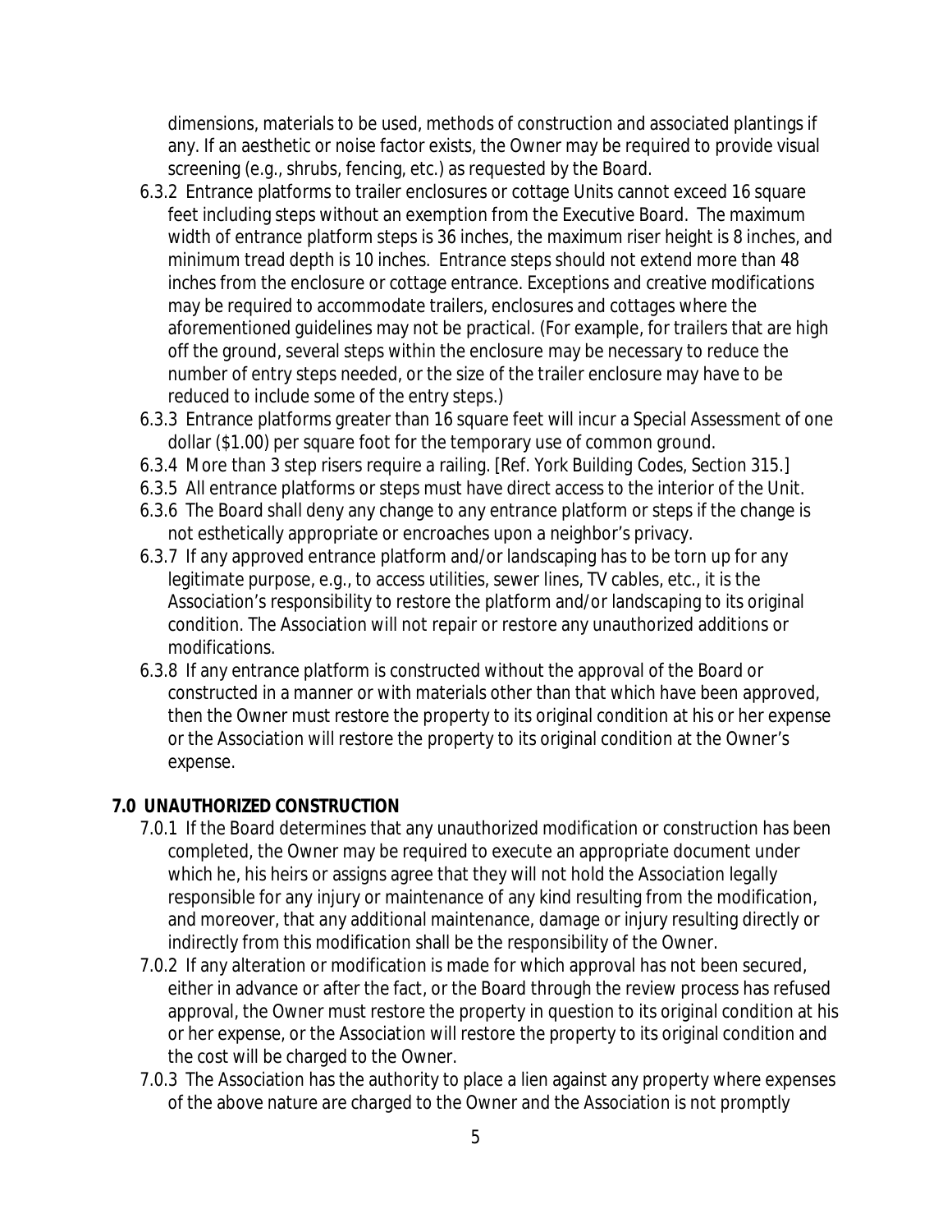dimensions, materials to be used, methods of construction and associated plantings if any. If an aesthetic or noise factor exists, the Owner may be required to provide visual screening (e.g., shrubs, fencing, etc.) as requested by the Board.

6.3.2 Entrance platforms to trailer enclosures or cottage Units cannot exceed 16 square feet including steps without an exemption from the Executive Board. The maximum width of entrance platform steps is 36 inches, the maximum riser height is 8 inches, and minimum tread depth is 10 inches. Entrance steps should not extend more than 48 inches from the enclosure or cottage entrance. Exceptions and creative modifications may be required to accommodate trailers, enclosures and cottages where the aforementioned guidelines may not be practical. (For example, for trailers that are high off the ground, several steps within the enclosure may be necessary to reduce the number of entry steps needed, or the size of the trailer enclosure may have to be reduced to include some of the entry steps.)

6.3.3 Entrance platforms greater than 16 square feet will incur a Special Assessment of one dollar ($1.00) per square foot for the temporary use of common ground.

6.3.4 More than 3 step risers require a railing. [Ref. York Building Codes, Section 315.]

6.3.5 All entrance platforms or steps must have direct access to the interior of the Unit.

6.3.6 The Board shall deny any change to any entrance platform or steps if the change is not esthetically appropriate or encroaches upon a neighbor's privacy.

6.3.7 If any approved entrance platform and/or landscaping has to be torn up for any legitimate purpose, e.g., to access utilities, sewer lines, TV cables, etc., it is the Association's responsibility to restore the platform and/or landscaping to its original condition. The Association will not repair or restore any unauthorized additions or modifications.

6.3.8 If any entrance platform is constructed without the approval of the Board or constructed in a manner or with materials other than that which have been approved, then the Owner must restore the property to its original condition at his or her expense or the Association will restore the property to its original condition at the Owner's expense.

## 7.0 UNAUTHORIZED CONSTRUCTION

7.0.1 If the Board determines that any unauthorized modification or construction has been completed, the Owner may be required to execute an appropriate document under which he, his heirs or assigns agree that they will not hold the Association legally responsible for any injury or maintenance of any kind resulting from the modification, and moreover, that any additional maintenance, damage or injury resulting directly or indirectly from this modification shall be the responsibility of the Owner.

7.0.2 If any alteration or modification is made for which approval has not been secured, either in advance or after the fact, or the Board through the review process has refused approval, the Owner must restore the property in question to its original condition at his or her expense, or the Association will restore the property to its original condition and the cost will be charged to the Owner.

7.0.3 The Association has the authority to place a lien against any property where expenses of the above nature are charged to the Owner and the Association is not promptly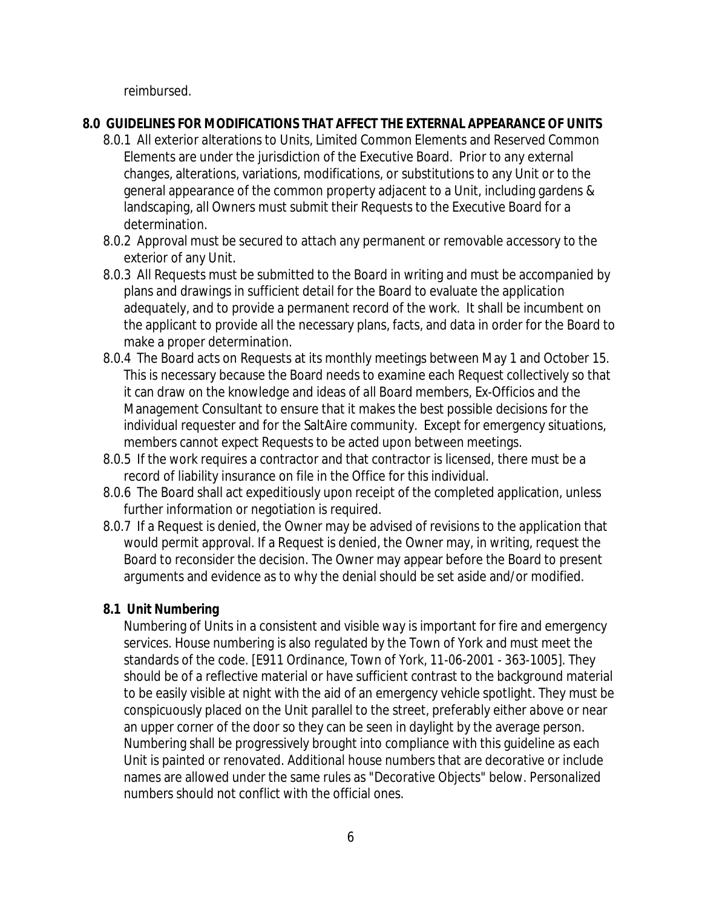reimbursed.

## 8.0 GUIDELINES FOR MODIFICATIONS THAT AFFECT THE EXTERNAL APPEARANCE OF UNITS

8.0.1 All exterior alterations to Units, Limited Common Elements and Reserved Common Elements are under the jurisdiction of the Executive Board. Prior to any external changes, alterations, variations, modifications, or substitutions to any Unit or to the general appearance of the common property adjacent to a Unit, including gardens & landscaping, all Owners must submit their Requests to the Executive Board for a determination.

8.0.2 Approval must be secured to attach any permanent or removable accessory to the exterior of any Unit.

8.0.3 All Requests must be submitted to the Board in writing and must be accompanied by plans and drawings in sufficient detail for the Board to evaluate the application adequately, and to provide a permanent record of the work. It shall be incumbent on the applicant to provide all the necessary plans, facts, and data in order for the Board to make a proper determination.

8.0.4 The Board acts on Requests at its monthly meetings between May 1 and October 15. This is necessary because the Board needs to examine each Request collectively so that it can draw on the knowledge and ideas of all Board members, Ex-Officios and the Management Consultant to ensure that it makes the best possible decisions for the individual requester and for the SaltAire community. Except for emergency situations, members cannot expect Requests to be acted upon between meetings.

8.0.5 If the work requires a contractor and that contractor is licensed, there must be a record of liability insurance on file in the Office for this individual.

8.0.6 The Board shall act expeditiously upon receipt of the completed application, unless further information or negotiation is required.

8.0.7 If a Request is denied, the Owner may be advised of revisions to the application that would permit approval. If a Request is denied, the Owner may, in writing, request the Board to reconsider the decision. The Owner may appear before the Board to present arguments and evidence as to why the denial should be set aside and/or modified.

### 8.1 Unit Numbering

Numbering of Units in a consistent and visible way is important for fire and emergency services. House numbering is also regulated by the Town of York and must meet the standards of the code. [E911 Ordinance, Town of York, 11-06-2001 - 363-1005]. They should be of a reflective material or have sufficient contrast to the background material to be easily visible at night with the aid of an emergency vehicle spotlight. They must be conspicuously placed on the Unit parallel to the street, preferably either above or near an upper corner of the door so they can be seen in daylight by the average person. Numbering shall be progressively brought into compliance with this guideline as each Unit is painted or renovated. Additional house numbers that are decorative or include names are allowed under the same rules as "Decorative Objects" below. Personalized numbers should not conflict with the official ones.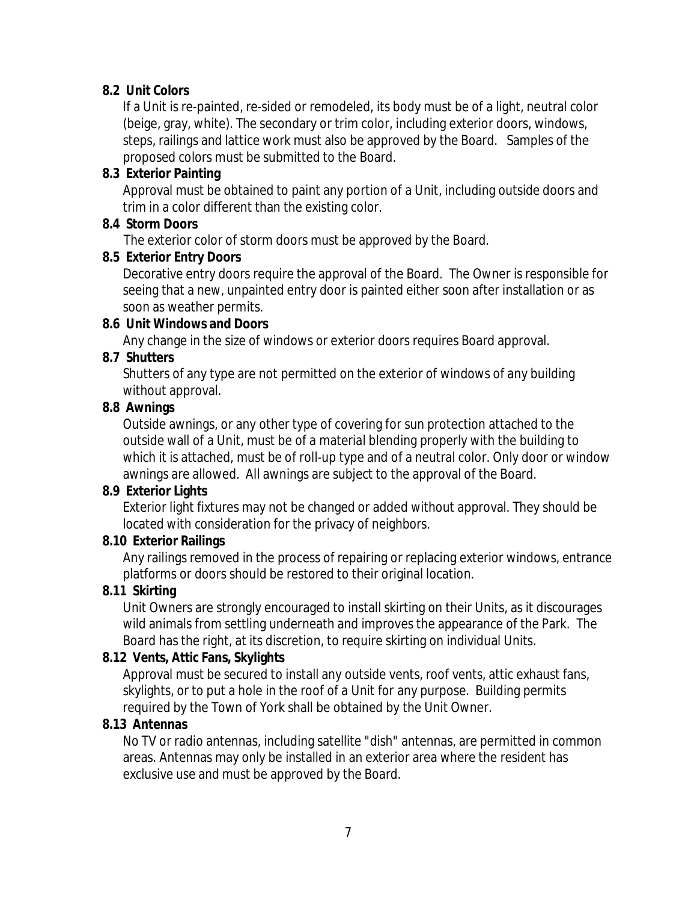**8.2 Unit Colors**

If a Unit is re-painted, re-sided or remodeled, its body must be of a light, neutral color (beige, gray, white). The secondary or trim color, including exterior doors, windows, steps, railings and lattice work must also be approved by the Board. Samples of the proposed colors must be submitted to the Board.

**8.3 Exterior Painting**

Approval must be obtained to paint any portion of a Unit, including outside doors and trim in a color different than the existing color.

**8.4 Storm Doors**

The exterior color of storm doors must be approved by the Board.

**8.5 Exterior Entry Doors**

Decorative entry doors require the approval of the Board. The Owner is responsible for seeing that a new, unpainted entry door is painted either soon after installation or as soon as weather permits.

**8.6 Unit Windows and Doors**

Any change in the size of windows or exterior doors requires Board approval.

**8.7 Shutters**

Shutters of any type are not permitted on the exterior of windows of any building without approval.

**8.8 Awnings**

Outside awnings, or any other type of covering for sun protection attached to the outside wall of a Unit, must be of a material blending properly with the building to which it is attached, must be of roll-up type and of a neutral color. Only door or window awnings are allowed. All awnings are subject to the approval of the Board.

**8.9 Exterior Lights**

Exterior light fixtures may not be changed or added without approval. They should be located with consideration for the privacy of neighbors.

**8.10 Exterior Railings**

Any railings removed in the process of repairing or replacing exterior windows, entrance platforms or doors should be restored to their original location.

**8.11 Skirting**

Unit Owners are strongly encouraged to install skirting on their Units, as it discourages wild animals from settling underneath and improves the appearance of the Park. The Board has the right, at its discretion, to require skirting on individual Units.

**8.12 Vents, Attic Fans, Skylights**

Approval must be secured to install any outside vents, roof vents, attic exhaust fans, skylights, or to put a hole in the roof of a Unit for any purpose. Building permits required by the Town of York shall be obtained by the Unit Owner.

**8.13 Antennas**

No TV or radio antennas, including satellite "dish" antennas, are permitted in common areas. Antennas may only be installed in an exterior area where the resident has exclusive use and must be approved by the Board.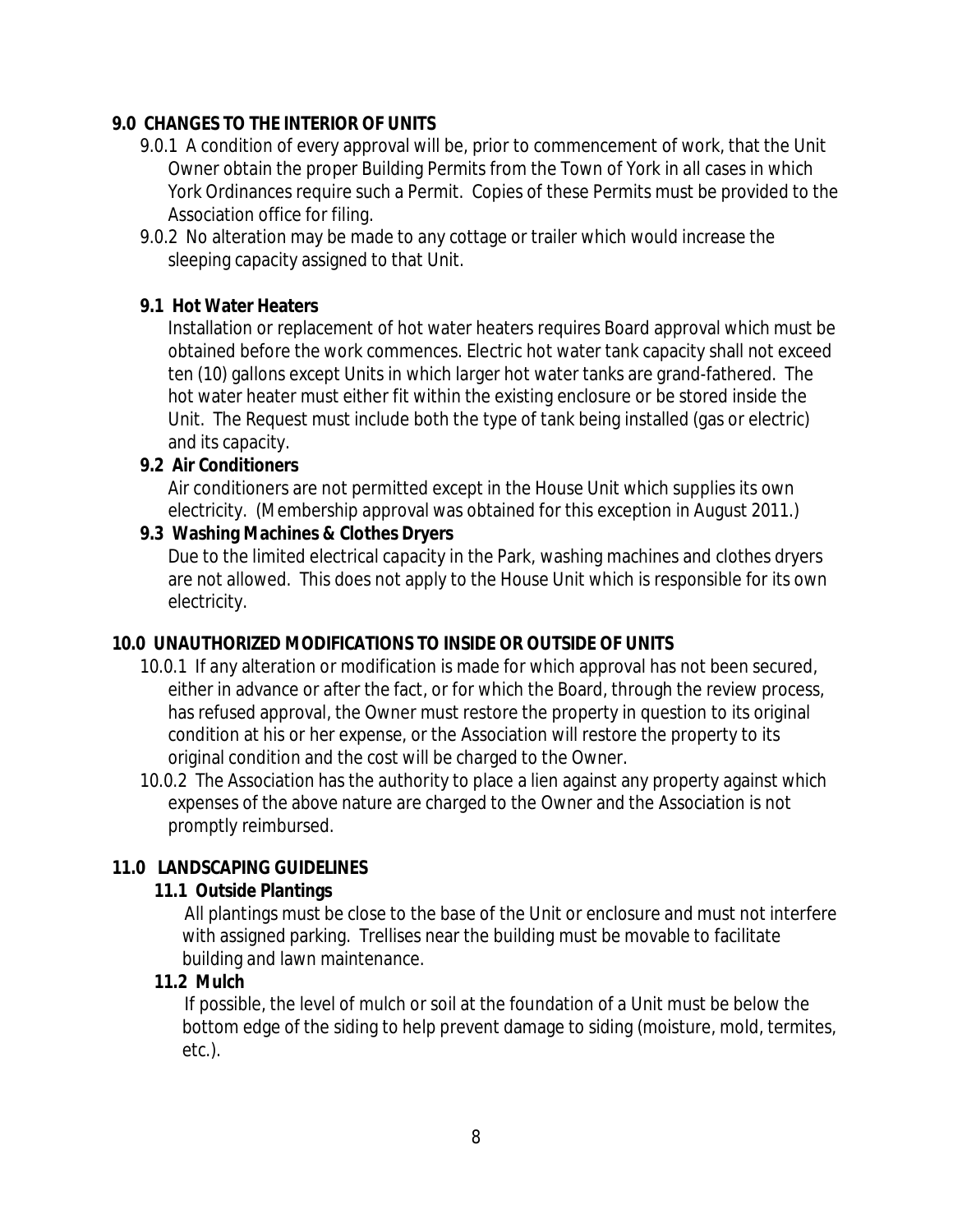## 9.0 CHANGES TO THE INTERIOR OF UNITS

9.0.1 A condition of every approval will be, prior to commencement of work, that the Unit Owner obtain the proper Building Permits from the Town of York in all cases in which York Ordinances require such a Permit. Copies of these Permits must be provided to the Association office for filing.

9.0.2 No alteration may be made to any cottage or trailer which would increase the sleeping capacity assigned to that Unit.

### 9.1 Hot Water Heaters

Installation or replacement of hot water heaters requires Board approval which must be obtained before the work commences. Electric hot water tank capacity shall not exceed ten (10) gallons except Units in which larger hot water tanks are grand-fathered. The hot water heater must either fit within the existing enclosure or be stored inside the Unit. The Request must include both the type of tank being installed (gas or electric) and its capacity.

### 9.2 Air Conditioners

Air conditioners are not permitted except in the House Unit which supplies its own electricity. (Membership approval was obtained for this exception in August 2011.)

### 9.3 Washing Machines & Clothes Dryers

Due to the limited electrical capacity in the Park, washing machines and clothes dryers are not allowed. This does not apply to the House Unit which is responsible for its own electricity.

## 10.0 UNAUTHORIZED MODIFICATIONS TO INSIDE OR OUTSIDE OF UNITS

10.0.1 If any alteration or modification is made for which approval has not been secured, either in advance or after the fact, or for which the Board, through the review process, has refused approval, the Owner must restore the property in question to its original condition at his or her expense, or the Association will restore the property to its original condition and the cost will be charged to the Owner.

10.0.2 The Association has the authority to place a lien against any property against which expenses of the above nature are charged to the Owner and the Association is not promptly reimbursed.

## 11.0 LANDSCAPING GUIDELINES

### 11.1 Outside Plantings

All plantings must be close to the base of the Unit or enclosure and must not interfere with assigned parking. Trellises near the building must be movable to facilitate building and lawn maintenance.

### 11.2 Mulch

If possible, the level of mulch or soil at the foundation of a Unit must be below the bottom edge of the siding to help prevent damage to siding (moisture, mold, termites, etc.).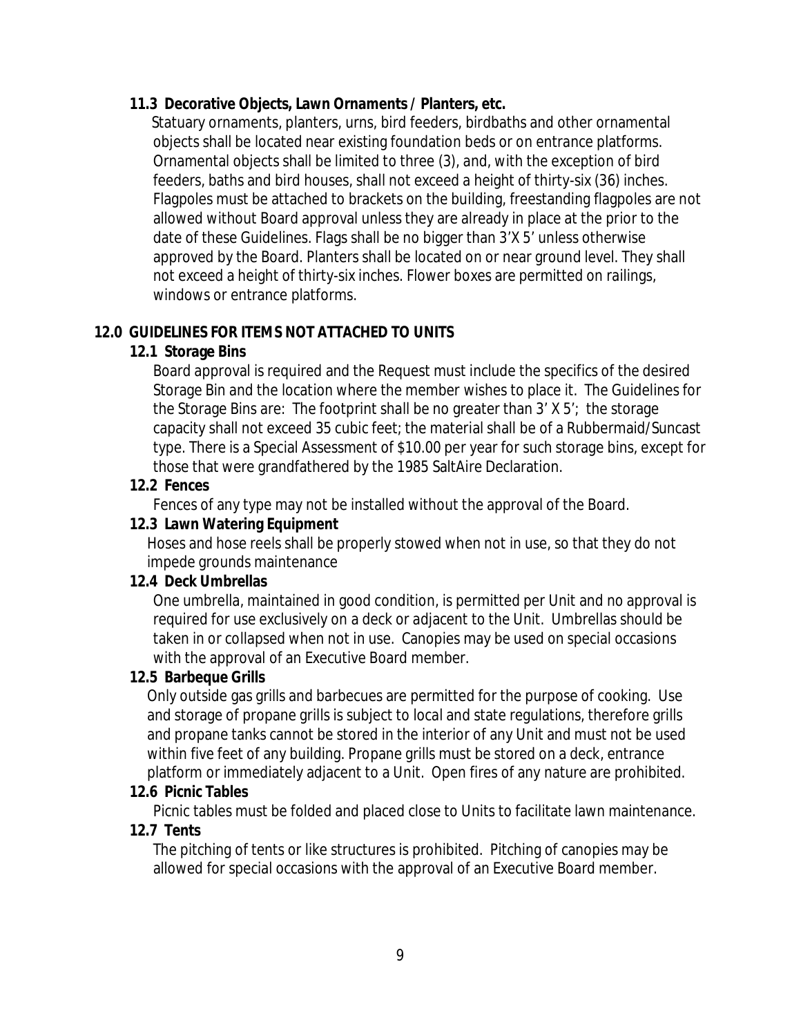### 11.3 Decorative Objects, Lawn Ornaments / Planters, etc.

Statuary ornaments, planters, urns, bird feeders, birdbaths and other ornamental objects shall be located near existing foundation beds or on entrance platforms. Ornamental objects shall be limited to three (3), and, with the exception of bird feeders, baths and bird houses, shall not exceed a height of thirty-six (36) inches. Flagpoles must be attached to brackets on the building, freestanding flagpoles are not allowed without Board approval unless they are already in place at the prior to the date of these Guidelines. Flags shall be no bigger than 3'X 5' unless otherwise approved by the Board. Planters shall be located on or near ground level. They shall not exceed a height of thirty-six inches. Flower boxes are permitted on railings, windows or entrance platforms.

## 12.0 GUIDELINES FOR ITEMS NOT ATTACHED TO UNITS

### 12.1 Storage Bins

Board approval is required and the Request must include the specifics of the desired Storage Bin and the location where the member wishes to place it. The Guidelines for the Storage Bins are: The footprint shall be no greater than 3' X 5'; the storage capacity shall not exceed 35 cubic feet; the material shall be of a Rubbermaid/Suncast type. There is a Special Assessment of $10.00 per year for such storage bins, except for those that were grandfathered by the 1985 SaltAire Declaration.

### 12.2 Fences

Fences of any type may not be installed without the approval of the Board.

### 12.3 Lawn Watering Equipment

Hoses and hose reels shall be properly stowed when not in use, so that they do not impede grounds maintenance

### 12.4 Deck Umbrellas

One umbrella, maintained in good condition, is permitted per Unit and no approval is required for use exclusively on a deck or adjacent to the Unit. Umbrellas should be taken in or collapsed when not in use. Canopies may be used on special occasions with the approval of an Executive Board member.

### 12.5 Barbeque Grills

Only outside gas grills and barbecues are permitted for the purpose of cooking. Use and storage of propane grills is subject to local and state regulations, therefore grills and propane tanks cannot be stored in the interior of any Unit and must not be used within five feet of any building. Propane grills must be stored on a deck, entrance platform or immediately adjacent to a Unit. Open fires of any nature are prohibited.

### 12.6 Picnic Tables

Picnic tables must be folded and placed close to Units to facilitate lawn maintenance.

### 12.7 Tents

The pitching of tents or like structures is prohibited. Pitching of canopies may be allowed for special occasions with the approval of an Executive Board member.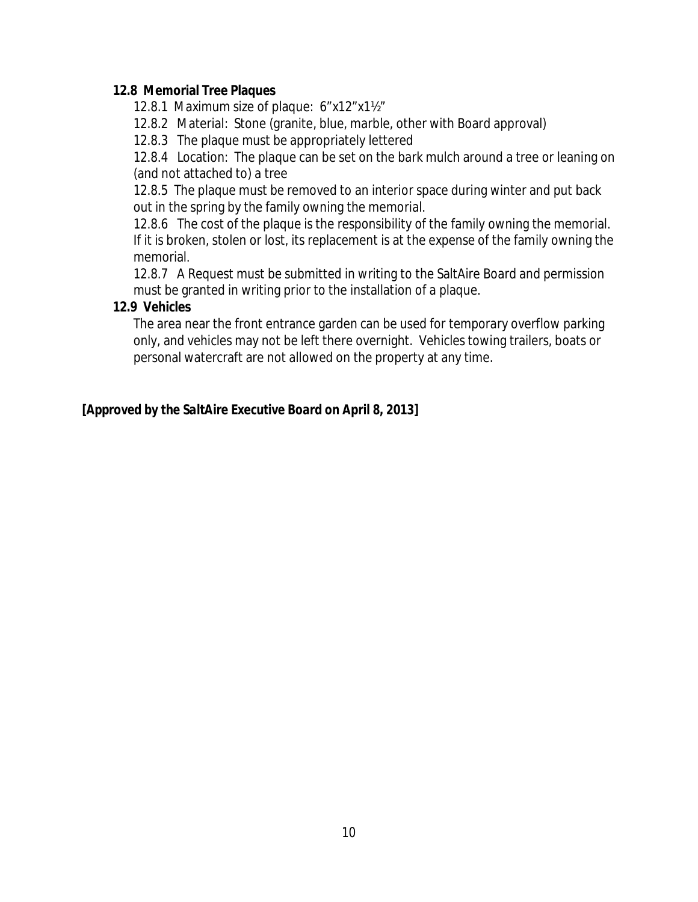**12.8 Memorial Tree Plaques**

12.8.1 Maximum size of plaque: 6"x12"x1½"

12.8.2 Material: Stone (granite, blue, marble, other with Board approval)

12.8.3 The plaque must be appropriately lettered

12.8.4 Location: The plaque can be set on the bark mulch around a tree or leaning on (and not attached to) a tree

12.8.5 The plaque must be removed to an interior space during winter and put back out in the spring by the family owning the memorial.

12.8.6 The cost of the plaque is the responsibility of the family owning the memorial. If it is broken, stolen or lost, its replacement is at the expense of the family owning the memorial.

12.8.7 A Request must be submitted in writing to the SaltAire Board and permission must be granted in writing prior to the installation of a plaque.

**12.9 Vehicles**

The area near the front entrance garden can be used for temporary overflow parking only, and vehicles may not be left there overnight. Vehicles towing trailers, boats or personal watercraft are not allowed on the property at any time.

***[Approved by the SaltAire Executive Board on April 8, 2013]***